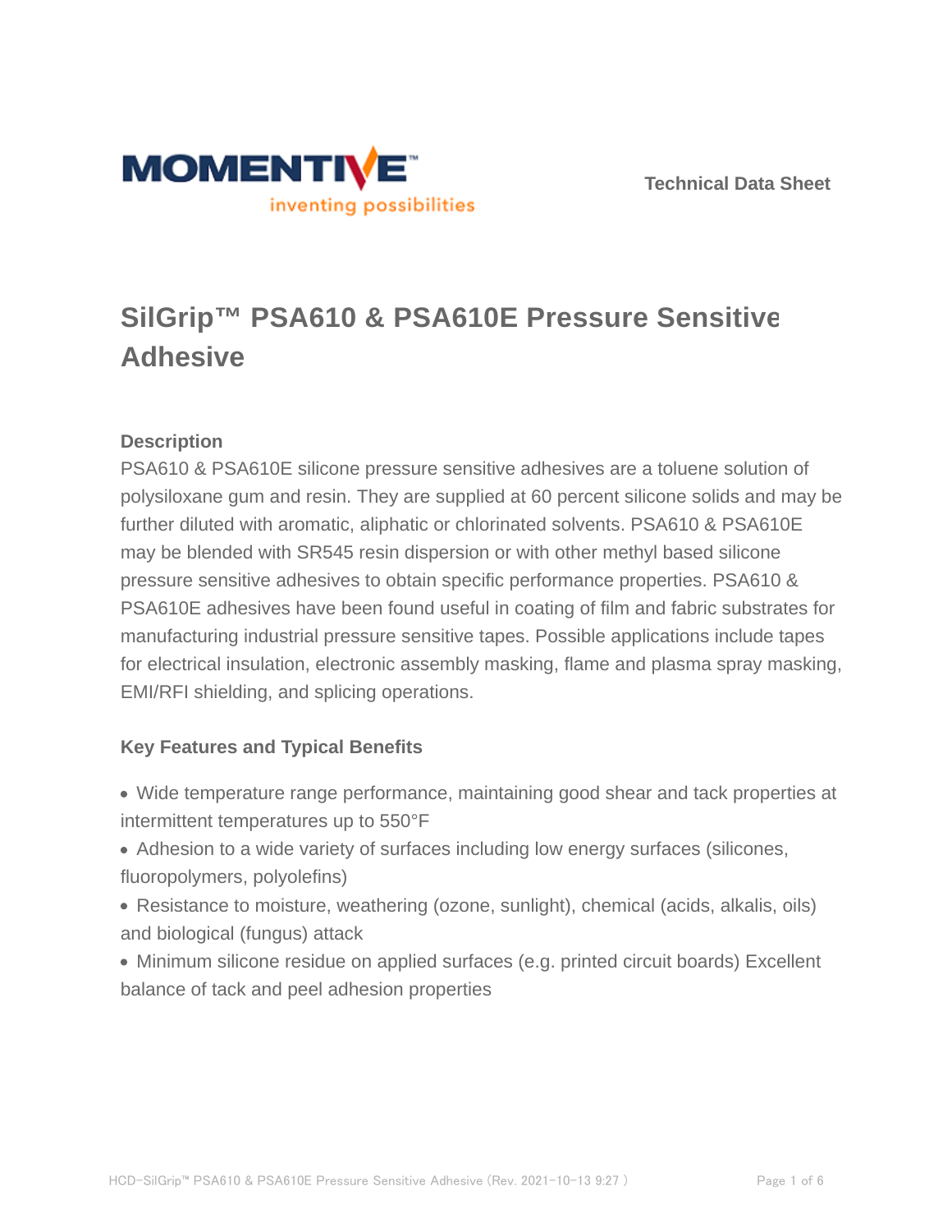Technical Data Sheet

# SilGrip™ PSA610 & PSA610E Pressure Sensitive Adhesive

## Description

PSA610 & PSA610E silicone pressure sensitive adhesives are a toluene solution of polysiloxane gum and resin. They are supplied at 60 percent silicone solids and may be further diluted with aromatic, aliphatic or chlorinated solvents. PSA610 & PSA610E may be blended with SR545 resin dispersion or with other methyl based silicone pressure sensitive adhesives to obtain specific performance properties. PSA610 & PSA610E adhesives have been found useful in coating of film and fabric substrates for manufacturing industrial pressure sensitive tapes. Possible applications include tapes for electrical insulation, electronic assembly masking, flame and plasma spray masking, EMI/RFI shielding, and splicing operations.

## Key Features and Typical Benefits

- Wide temperature range performance, maintaining good shear and tack properties at intermittent temperatures up to 550°F
- Adhesion to a wide variety of surfaces including low energy surfaces (silicones, fluoropolymers, polyolefins)
- Resistance to moisture, weathering (ozone, sunlight), chemical (acids, alkalis, oils) and biological (fungus) attack
- Minimum silicone residue on applied surfaces (e.g. printed circuit boards) Excellent balance of tack and peel adhesion properties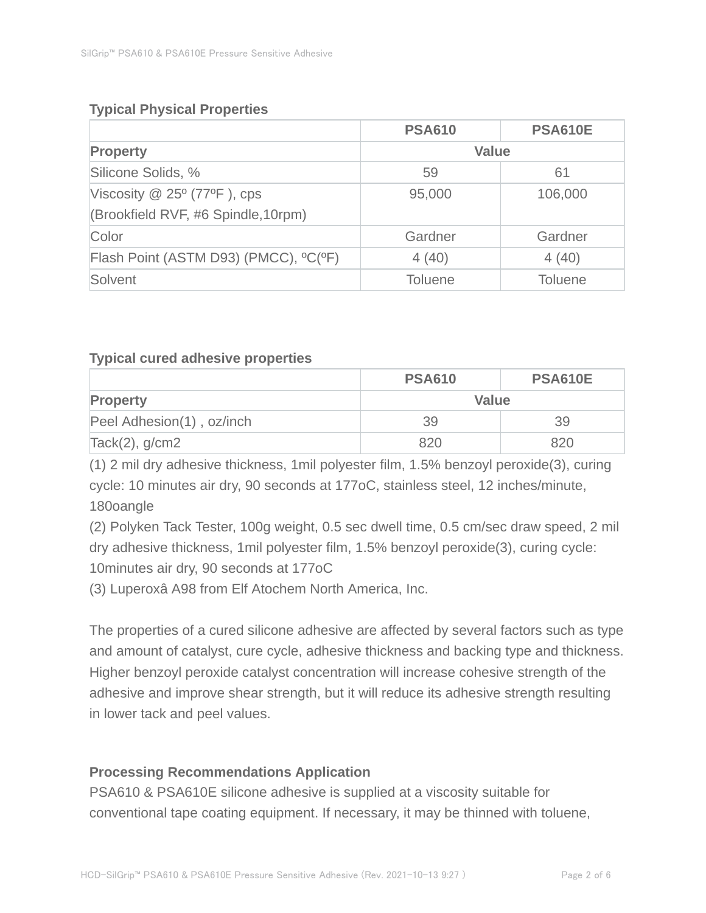### Typical Physical Properties

| | PSA610 | PSA610E |
|---|---|---|
| **Property** | **Value** | |
| Silicone Solids, % | 59 | 61 |
| Viscosity @ 25º (77ºF ), cps (Brookfield RVF, #6 Spindle,10rpm) | 95,000 | 106,000 |
| Color | Gardner | Gardner |
| Flash Point (ASTM D93) (PMCC), ºC(ºF) | 4 (40) | 4 (40) |
| Solvent | Toluene | Toluene |

### Typical cured adhesive properties

| | PSA610 | PSA610E |
|---|---|---|
| **Property** | **Value** | |
| Peel Adhesion(1) , oz/inch | 39 | 39 |
| Tack(2), g/cm2 | 820 | 820 |

(1) 2 mil dry adhesive thickness, 1mil polyester film, 1.5% benzoyl peroxide(3), curing cycle: 10 minutes air dry, 90 seconds at 177oC, stainless steel, 12 inches/minute, 180oangle

(2) Polyken Tack Tester, 100g weight, 0.5 sec dwell time, 0.5 cm/sec draw speed, 2 mil dry adhesive thickness, 1mil polyester film, 1.5% benzoyl peroxide(3), curing cycle: 10minutes air dry, 90 seconds at 177oC

(3) Luperoxâ A98 from Elf Atochem North America, Inc.

The properties of a cured silicone adhesive are affected by several factors such as type and amount of catalyst, cure cycle, adhesive thickness and backing type and thickness. Higher benzoyl peroxide catalyst concentration will increase cohesive strength of the adhesive and improve shear strength, but it will reduce its adhesive strength resulting in lower tack and peel values.

### Processing Recommendations Application

PSA610 & PSA610E silicone adhesive is supplied at a viscosity suitable for conventional tape coating equipment. If necessary, it may be thinned with toluene,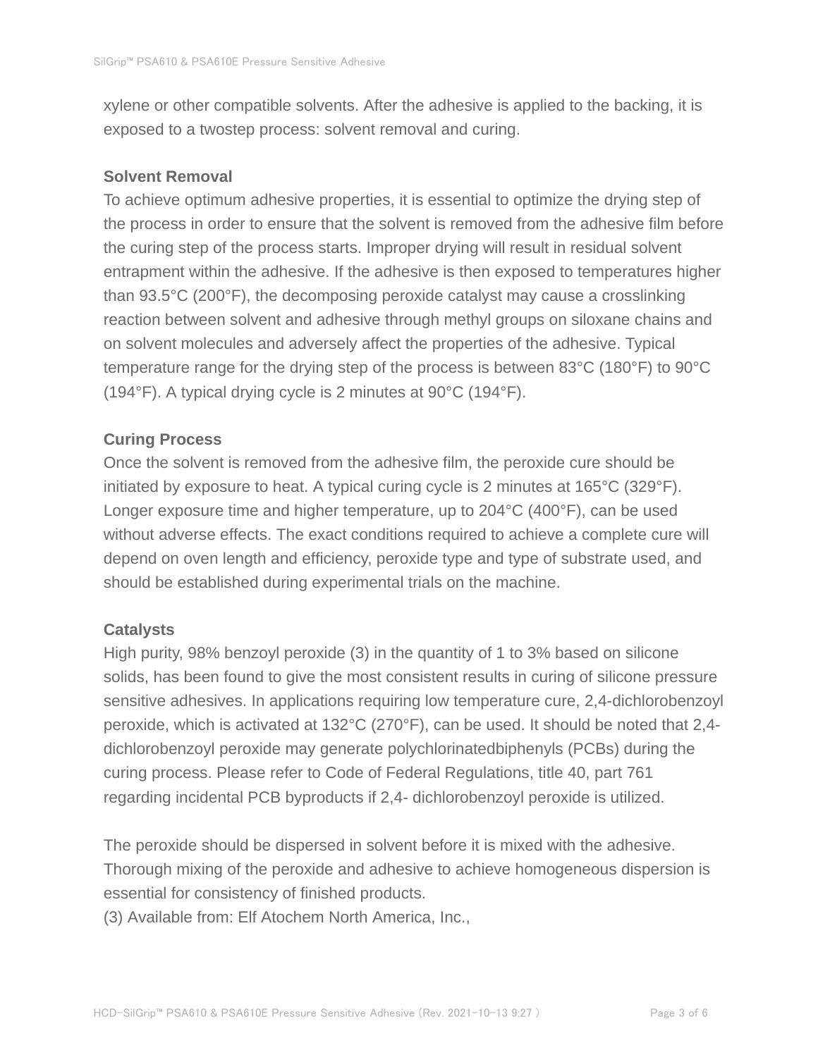xylene or other compatible solvents. After the adhesive is applied to the backing, it is exposed to a twostep process: solvent removal and curing.

### Solvent Removal

To achieve optimum adhesive properties, it is essential to optimize the drying step of the process in order to ensure that the solvent is removed from the adhesive film before the curing step of the process starts. Improper drying will result in residual solvent entrapment within the adhesive. If the adhesive is then exposed to temperatures higher than 93.5°C (200°F), the decomposing peroxide catalyst may cause a crosslinking reaction between solvent and adhesive through methyl groups on siloxane chains and on solvent molecules and adversely affect the properties of the adhesive. Typical temperature range for the drying step of the process is between 83°C (180°F) to 90°C (194°F). A typical drying cycle is 2 minutes at 90°C (194°F).

### Curing Process

Once the solvent is removed from the adhesive film, the peroxide cure should be initiated by exposure to heat. A typical curing cycle is 2 minutes at 165°C (329°F). Longer exposure time and higher temperature, up to 204°C (400°F), can be used without adverse effects. The exact conditions required to achieve a complete cure will depend on oven length and efficiency, peroxide type and type of substrate used, and should be established during experimental trials on the machine.

### Catalysts

High purity, 98% benzoyl peroxide (3) in the quantity of 1 to 3% based on silicone solids, has been found to give the most consistent results in curing of silicone pressure sensitive adhesives. In applications requiring low temperature cure, 2,4-dichlorobenzoyl peroxide, which is activated at 132°C (270°F), can be used. It should be noted that 2,4-dichlorobenzoyl peroxide may generate polychlorinatedbiphenyls (PCBs) during the curing process. Please refer to Code of Federal Regulations, title 40, part 761 regarding incidental PCB byproducts if 2,4- dichlorobenzoyl peroxide is utilized.

The peroxide should be dispersed in solvent before it is mixed with the adhesive. Thorough mixing of the peroxide and adhesive to achieve homogeneous dispersion is essential for consistency of finished products.

(3) Available from: Elf Atochem North America, Inc.,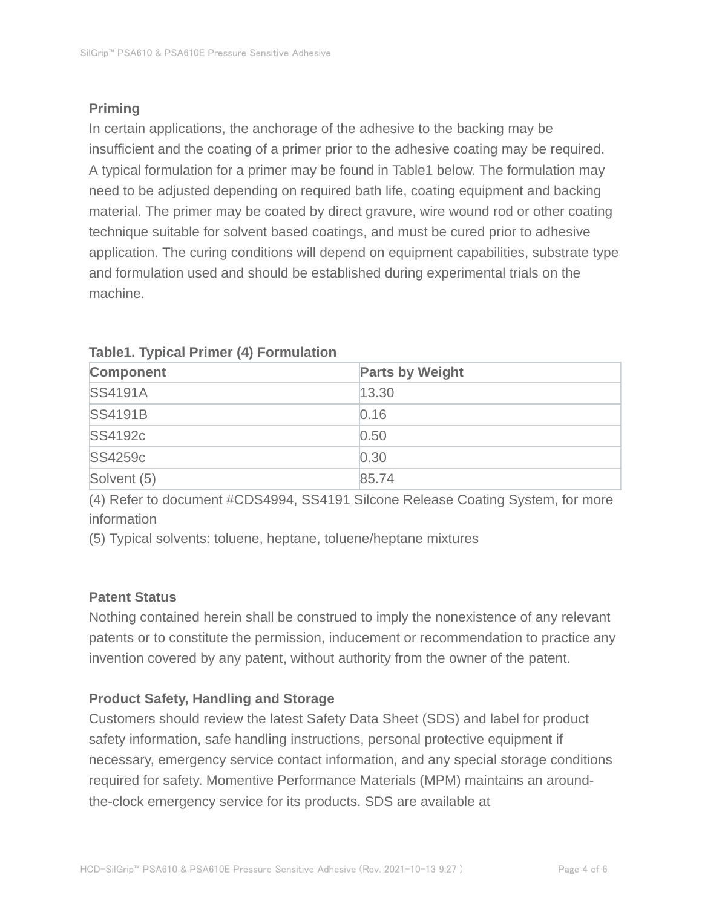### Priming

In certain applications, the anchorage of the adhesive to the backing may be insufficient and the coating of a primer prior to the adhesive coating may be required. A typical formulation for a primer may be found in Table1 below. The formulation may need to be adjusted depending on required bath life, coating equipment and backing material. The primer may be coated by direct gravure, wire wound rod or other coating technique suitable for solvent based coatings, and must be cured prior to adhesive application. The curing conditions will depend on equipment capabilities, substrate type and formulation used and should be established during experimental trials on the machine.

**Table1. Typical Primer (4) Formulation**

| Component | Parts by Weight |
| --- | --- |
| SS4191A | 13.30 |
| SS4191B | 0.16 |
| SS4192c | 0.50 |
| SS4259c | 0.30 |
| Solvent (5) | 85.74 |

(4) Refer to document #CDS4994, SS4191 Silcone Release Coating System, for more information

(5) Typical solvents: toluene, heptane, toluene/heptane mixtures

### Patent Status

Nothing contained herein shall be construed to imply the nonexistence of any relevant patents or to constitute the permission, inducement or recommendation to practice any invention covered by any patent, without authority from the owner of the patent.

### Product Safety, Handling and Storage

Customers should review the latest Safety Data Sheet (SDS) and label for product safety information, safe handling instructions, personal protective equipment if necessary, emergency service contact information, and any special storage conditions required for safety. Momentive Performance Materials (MPM) maintains an around-the-clock emergency service for its products. SDS are available at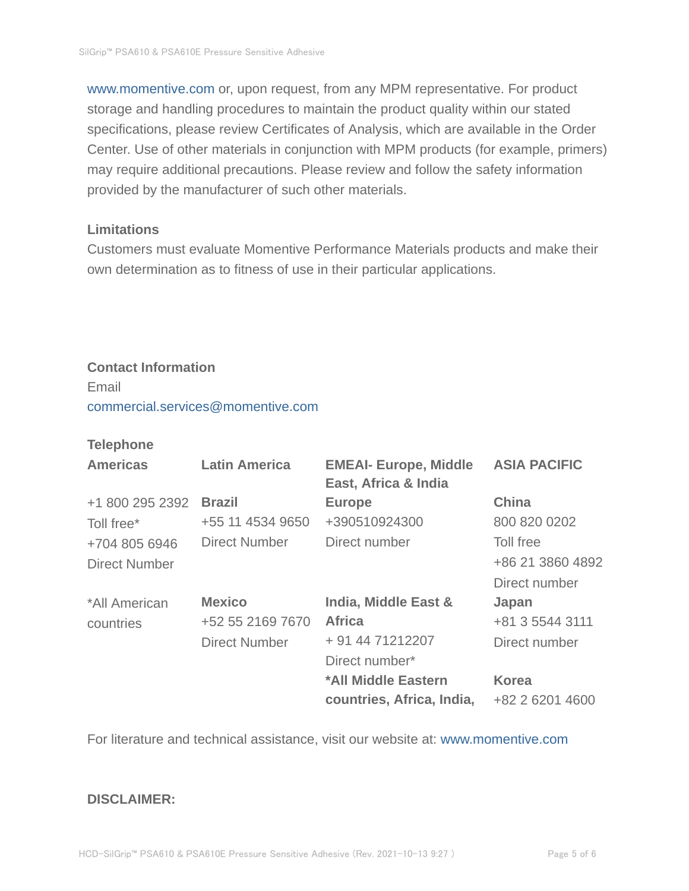www.momentive.com or, upon request, from any MPM representative. For product storage and handling procedures to maintain the product quality within our stated specifications, please review Certificates of Analysis, which are available in the Order Center. Use of other materials in conjunction with MPM products (for example, primers) may require additional precautions. Please review and follow the safety information provided by the manufacturer of such other materials.

### Limitations

Customers must evaluate Momentive Performance Materials products and make their own determination as to fitness of use in their particular applications.

### Contact Information

Email

commercial.services@momentive.com

### Telephone

| Americas | Latin America | EMEAI- Europe, Middle East, Africa & India | ASIA PACIFIC |
|---|---|---|---|
| +1 800 295 2392<br>Toll free*<br>+704 805 6946<br>Direct Number | **Brazil**<br>+55 11 4534 9650<br>Direct Number | **Europe**<br>+390510924300<br>Direct number | **China**<br>800 820 0202<br>Toll free<br>+86 21 3860 4892<br>Direct number |
| *All American countries | **Mexico**<br>+52 55 2169 7670<br>Direct Number | **India, Middle East & Africa**<br>+ 91 44 71212207<br>Direct number* | **Japan**<br>+81 3 5544 3111<br>Direct number |
| | | ***All Middle Eastern countries, Africa, India,** | **Korea**<br>+82 2 6201 4600 |

For literature and technical assistance, visit our website at: www.momentive.com

**DISCLAIMER:**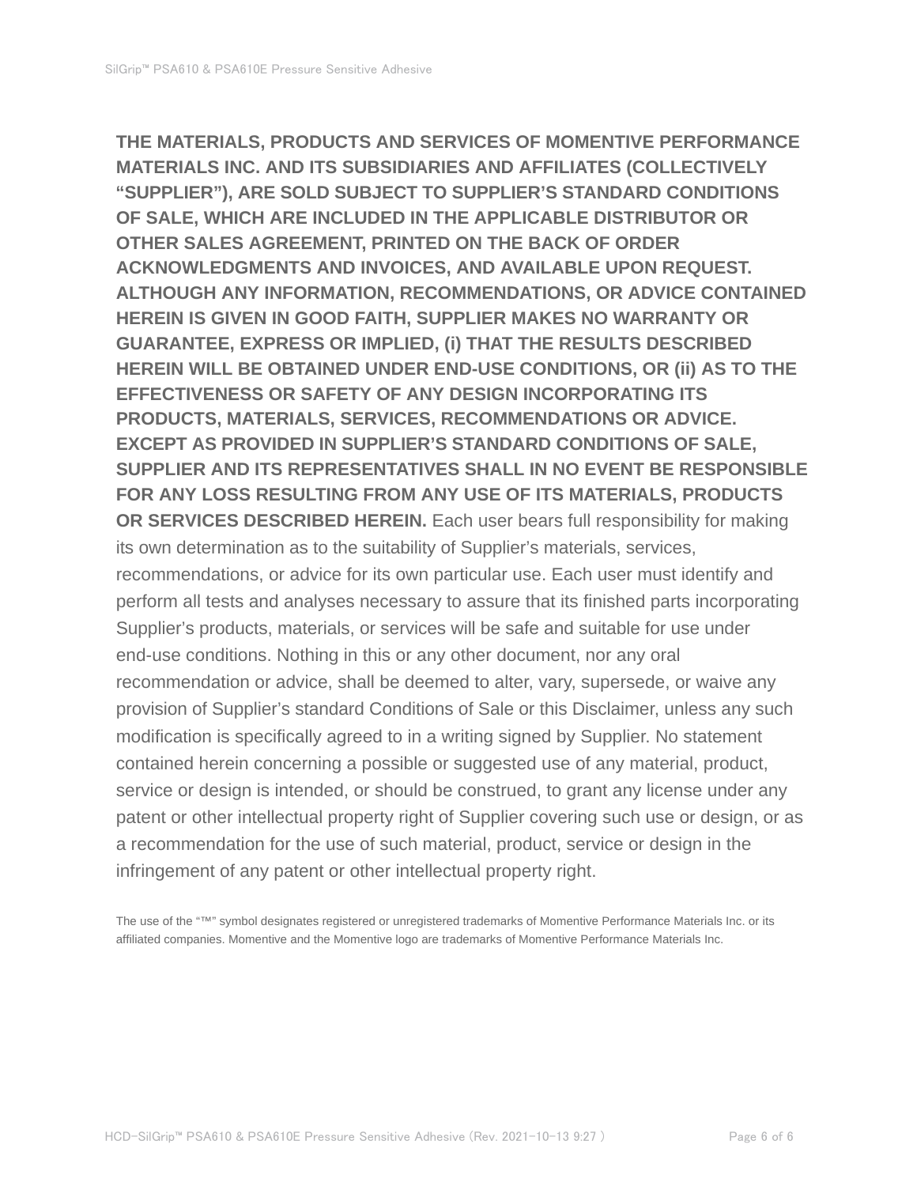**THE MATERIALS, PRODUCTS AND SERVICES OF MOMENTIVE PERFORMANCE MATERIALS INC. AND ITS SUBSIDIARIES AND AFFILIATES (COLLECTIVELY "SUPPLIER"), ARE SOLD SUBJECT TO SUPPLIER'S STANDARD CONDITIONS OF SALE, WHICH ARE INCLUDED IN THE APPLICABLE DISTRIBUTOR OR OTHER SALES AGREEMENT, PRINTED ON THE BACK OF ORDER ACKNOWLEDGMENTS AND INVOICES, AND AVAILABLE UPON REQUEST. ALTHOUGH ANY INFORMATION, RECOMMENDATIONS, OR ADVICE CONTAINED HEREIN IS GIVEN IN GOOD FAITH, SUPPLIER MAKES NO WARRANTY OR GUARANTEE, EXPRESS OR IMPLIED, (i) THAT THE RESULTS DESCRIBED HEREIN WILL BE OBTAINED UNDER END-USE CONDITIONS, OR (ii) AS TO THE EFFECTIVENESS OR SAFETY OF ANY DESIGN INCORPORATING ITS PRODUCTS, MATERIALS, SERVICES, RECOMMENDATIONS OR ADVICE. EXCEPT AS PROVIDED IN SUPPLIER'S STANDARD CONDITIONS OF SALE, SUPPLIER AND ITS REPRESENTATIVES SHALL IN NO EVENT BE RESPONSIBLE FOR ANY LOSS RESULTING FROM ANY USE OF ITS MATERIALS, PRODUCTS OR SERVICES DESCRIBED HEREIN.** Each user bears full responsibility for making its own determination as to the suitability of Supplier's materials, services, recommendations, or advice for its own particular use. Each user must identify and perform all tests and analyses necessary to assure that its finished parts incorporating Supplier's products, materials, or services will be safe and suitable for use under end-use conditions. Nothing in this or any other document, nor any oral recommendation or advice, shall be deemed to alter, vary, supersede, or waive any provision of Supplier's standard Conditions of Sale or this Disclaimer, unless any such modification is specifically agreed to in a writing signed by Supplier. No statement contained herein concerning a possible or suggested use of any material, product, service or design is intended, or should be construed, to grant any license under any patent or other intellectual property right of Supplier covering such use or design, or as a recommendation for the use of such material, product, service or design in the infringement of any patent or other intellectual property right.

The use of the "™" symbol designates registered or unregistered trademarks of Momentive Performance Materials Inc. or its affiliated companies. Momentive and the Momentive logo are trademarks of Momentive Performance Materials Inc.